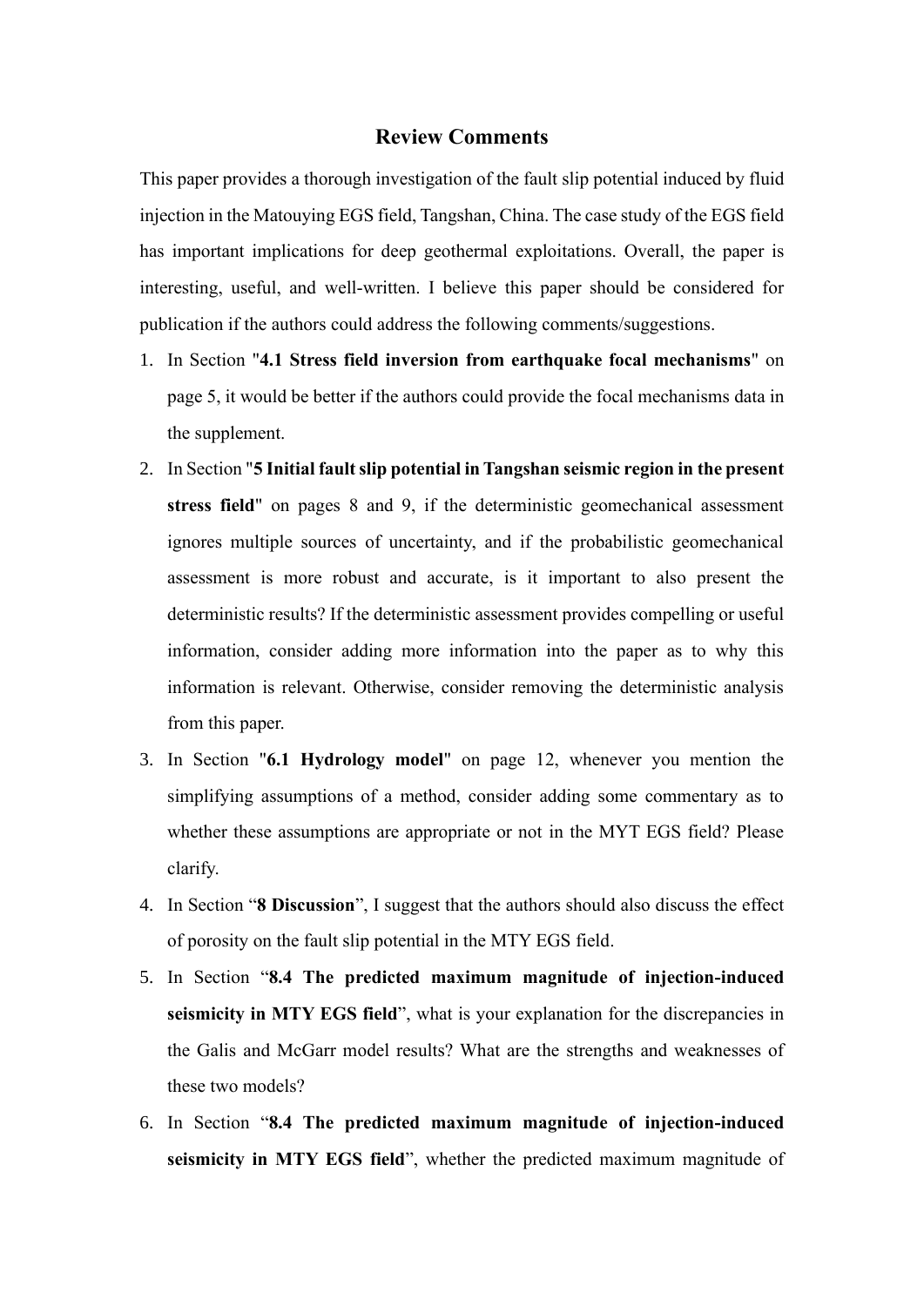# Review Comments

This paper provides a thorough investigation of the fault slip potential induced by fluid injection in the Matouying EGS field, Tangshan, China. The case study of the EGS field has important implications for deep geothermal exploitations. Overall, the paper is interesting, useful, and well-written. I believe this paper should be considered for publication if the authors could address the following comments/suggestions.

1. In Section "**4.1 Stress field inversion from earthquake focal mechanisms**" on page 5, it would be better if the authors could provide the focal mechanisms data in the supplement.
2. In Section "**5 Initial fault slip potential in Tangshan seismic region in the present stress field**" on pages 8 and 9, if the deterministic geomechanical assessment ignores multiple sources of uncertainty, and if the probabilistic geomechanical assessment is more robust and accurate, is it important to also present the deterministic results? If the deterministic assessment provides compelling or useful information, consider adding more information into the paper as to why this information is relevant. Otherwise, consider removing the deterministic analysis from this paper.
3. In Section "**6.1 Hydrology model**" on page 12, whenever you mention the simplifying assumptions of a method, consider adding some commentary as to whether these assumptions are appropriate or not in the MYT EGS field? Please clarify.
4. In Section "**8 Discussion**", I suggest that the authors should also discuss the effect of porosity on the fault slip potential in the MTY EGS field.
5. In Section "**8.4 The predicted maximum magnitude of injection-induced seismicity in MTY EGS field**", what is your explanation for the discrepancies in the Galis and McGarr model results? What are the strengths and weaknesses of these two models?
6. In Section "**8.4 The predicted maximum magnitude of injection-induced seismicity in MTY EGS field**", whether the predicted maximum magnitude of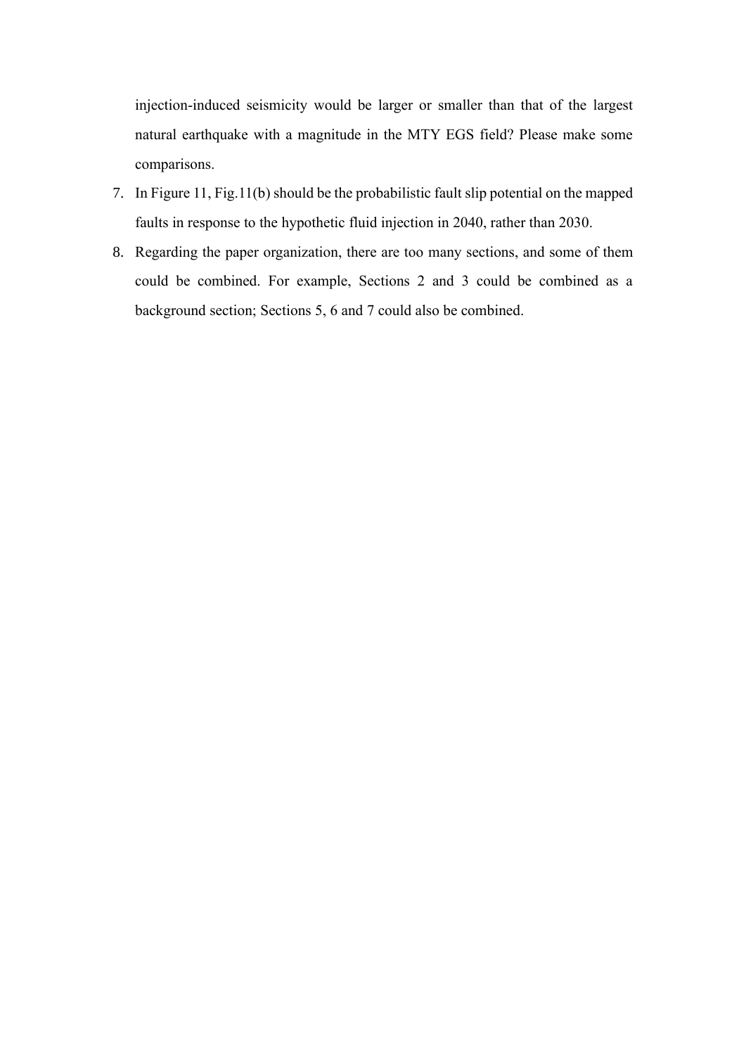injection-induced seismicity would be larger or smaller than that of the largest natural earthquake with a magnitude in the MTY EGS field? Please make some comparisons.

7. In Figure 11, Fig.11(b) should be the probabilistic fault slip potential on the mapped faults in response to the hypothetic fluid injection in 2040, rather than 2030.
8. Regarding the paper organization, there are too many sections, and some of them could be combined. For example, Sections 2 and 3 could be combined as a background section; Sections 5, 6 and 7 could also be combined.